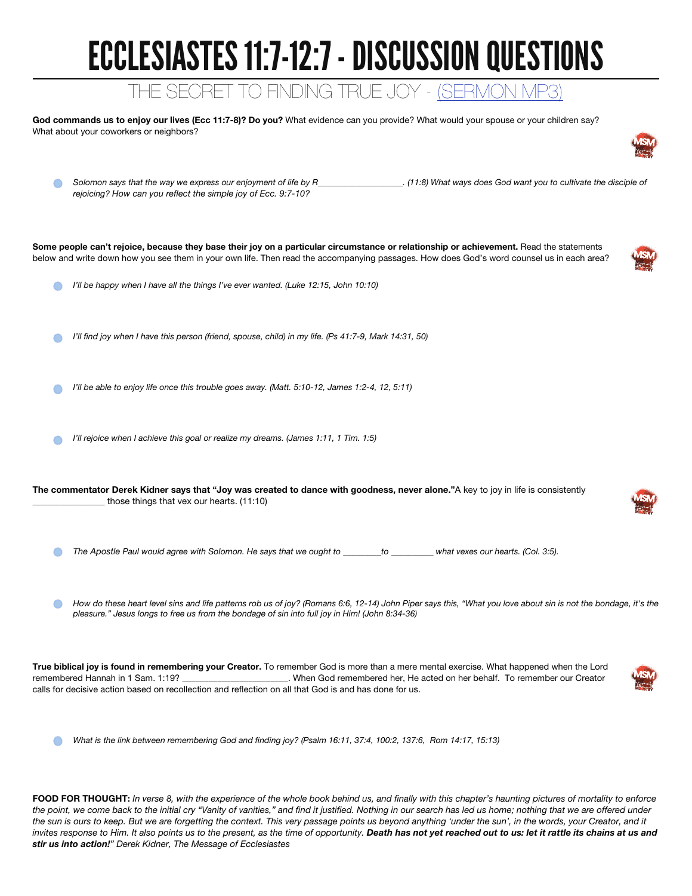# ECCLESIASTES 11:7-12:7 - DISCUSSION QUESTIONS

## THE SECRET TO FINDING TRUE JOY - (SERMON MP3)

**God commands us to enjoy our lives (Ecc 11:7-8)? Do you?** What evidence can you provide? What would your spouse or your children say? What about your coworkers or neighbors?

- *Solomon says that the way we express our enjoyment of life by R__________________. (11:8) What ways does God want you to cultivate the disciple of rejoicing? How can you reflect the simple joy of Ecc. 9:7-10?*

**Some people can't rejoice, because they base their joy on a particular circumstance or relationship or achievement.** Read the statements below and write down how you see them in your own life. Then read the accompanying passages. How does God's word counsel us in each area?

- *I'll be happy when I have all the things I've ever wanted. (Luke 12:15, John 10:10)*
- *I'll find joy when I have this person (friend, spouse, child) in my life. (Ps 41:7-9, Mark 14:31, 50)*
- *I'll be able to enjoy life once this trouble goes away. (Matt. 5:10-12, James 1:2-4, 12, 5:11)*
- *I'll rejoice when I achieve this goal or realize my dreams. (James 1:11, 1 Tim. 1:5)*

**The commentator Derek Kidner says that "Joy was created to dance with goodness, never alone."** A key to joy in life is consistently _______________ those things that vex our hearts. (11:10)

- *The Apostle Paul would agree with Solomon. He says that we ought to ________to _________ what vexes our hearts. (Col. 3:5).*
- *How do these heart level sins and life patterns rob us of joy? (Romans 6:6, 12-14) John Piper says this, "What you love about sin is not the bondage, it's the pleasure." Jesus longs to free us from the bondage of sin into full joy in Him! (John 8:34-36)*

**True biblical joy is found in remembering your Creator.** To remember God is more than a mere mental exercise. What happened when the Lord remembered Hannah in 1 Sam. 1:19? ______________________. When God remembered her, He acted on her behalf. To remember our Creator calls for decisive action based on recollection and reflection on all that God is and has done for us.

- *What is the link between remembering God and finding joy? (Psalm 16:11, 37:4, 100:2, 137:6, Rom 14:17, 15:13)*

**FOOD FOR THOUGHT:** *In verse 8, with the experience of the whole book behind us, and finally with this chapter's haunting pictures of mortality to enforce the point, we come back to the initial cry "Vanity of vanities," and find it justified. Nothing in our search has led us home; nothing that we are offered under the sun is ours to keep. But we are forgetting the context. This very passage points us beyond anything 'under the sun', in the words, your Creator, and it invites response to Him. It also points us to the present, as the time of opportunity.* ***Death has not yet reached out to us: let it rattle its chains at us and stir us into action!*** *" Derek Kidner, The Message of Ecclesiastes*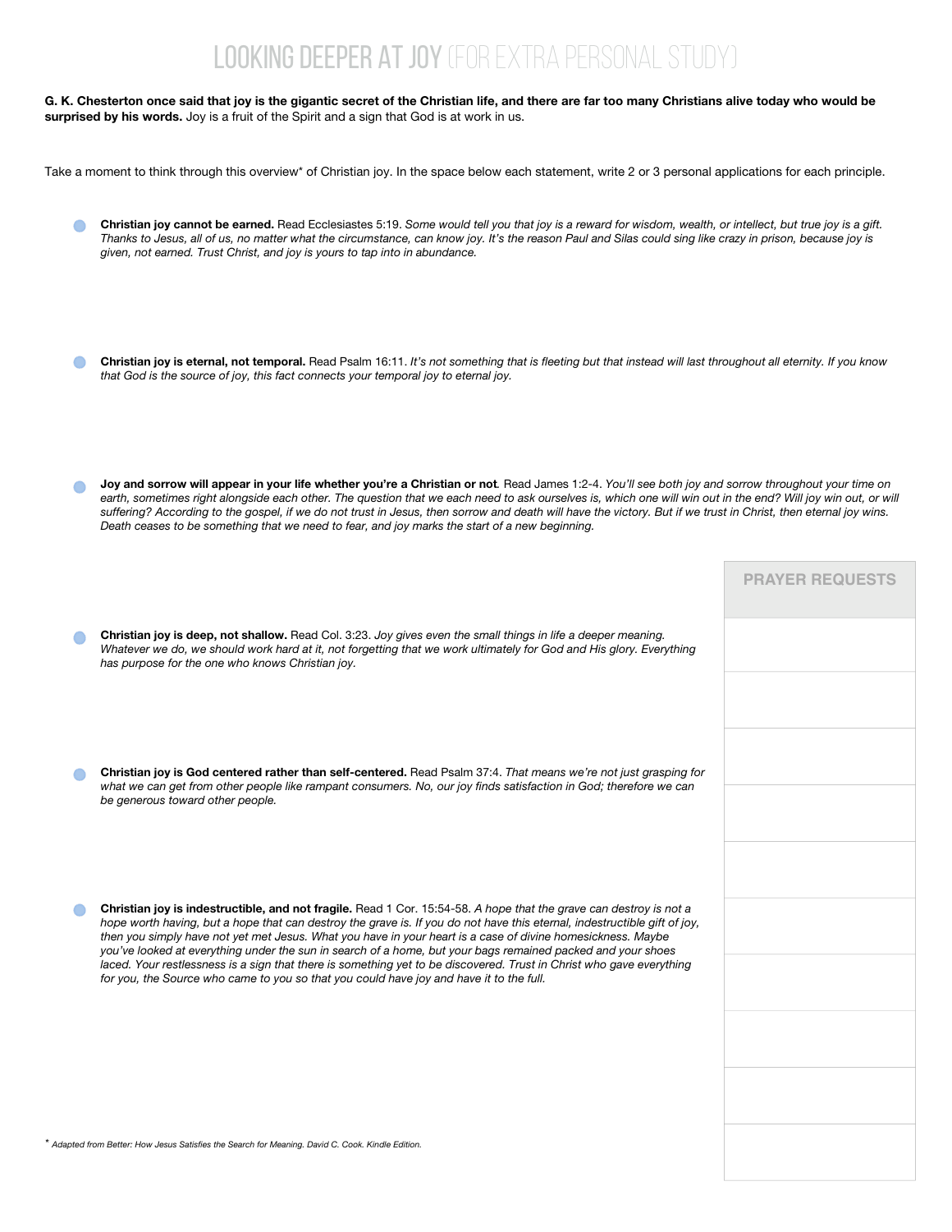# LOOKING DEEPER AT JOY (FOR EXTRA PERSONAL STUDY)

**G. K. Chesterton once said that joy is the gigantic secret of the Christian life, and there are far too many Christians alive today who would be surprised by his words.** Joy is a fruit of the Spirit and a sign that God is at work in us.

Take a moment to think through this overview* of Christian joy. In the space below each statement, write 2 or 3 personal applications for each principle.

- **Christian joy cannot be earned.** Read Ecclesiastes 5:19. *Some would tell you that joy is a reward for wisdom, wealth, or intellect, but true joy is a gift. Thanks to Jesus, all of us, no matter what the circumstance, can know joy. It's the reason Paul and Silas could sing like crazy in prison, because joy is given, not earned. Trust Christ, and joy is yours to tap into in abundance.*

- **Christian joy is eternal, not temporal.** Read Psalm 16:11. *It's not something that is fleeting but that instead will last throughout all eternity. If you know that God is the source of joy, this fact connects your temporal joy to eternal joy.*

- **Joy and sorrow will appear in your life whether you're a Christian or not***.* Read James 1:2-4. *You'll see both joy and sorrow throughout your time on earth, sometimes right alongside each other. The question that we each need to ask ourselves is, which one will win out in the end? Will joy win out, or will suffering? According to the gospel, if we do not trust in Jesus, then sorrow and death will have the victory. But if we trust in Christ, then eternal joy wins. Death ceases to be something that we need to fear, and joy marks the start of a new beginning.*

- **Christian joy is deep, not shallow.** Read Col. 3:23. *Joy gives even the small things in life a deeper meaning. Whatever we do, we should work hard at it, not forgetting that we work ultimately for God and His glory. Everything has purpose for the one who knows Christian joy.*

- **Christian joy is God centered rather than self-centered.** Read Psalm 37:4. *That means we're not just grasping for what we can get from other people like rampant consumers. No, our joy finds satisfaction in God; therefore we can be generous toward other people.*

- **Christian joy is indestructible, and not fragile.** Read 1 Cor. 15:54-58. *A hope that the grave can destroy is not a hope worth having, but a hope that can destroy the grave is. If you do not have this eternal, indestructible gift of joy, then you simply have not yet met Jesus. What you have in your heart is a case of divine homesickness. Maybe you've looked at everything under the sun in search of a home, but your bags remained packed and your shoes laced. Your restlessness is a sign that there is something yet to be discovered. Trust in Christ who gave everything for you, the Source who came to you so that you could have joy and have it to the full.*

| PRAYER REQUESTS |
| --- |
| |
| |
| |
| |
| |
| |
| |
| |
| |
| |

* *Adapted from Better: How Jesus Satisfies the Search for Meaning. David C. Cook. Kindle Edition.*